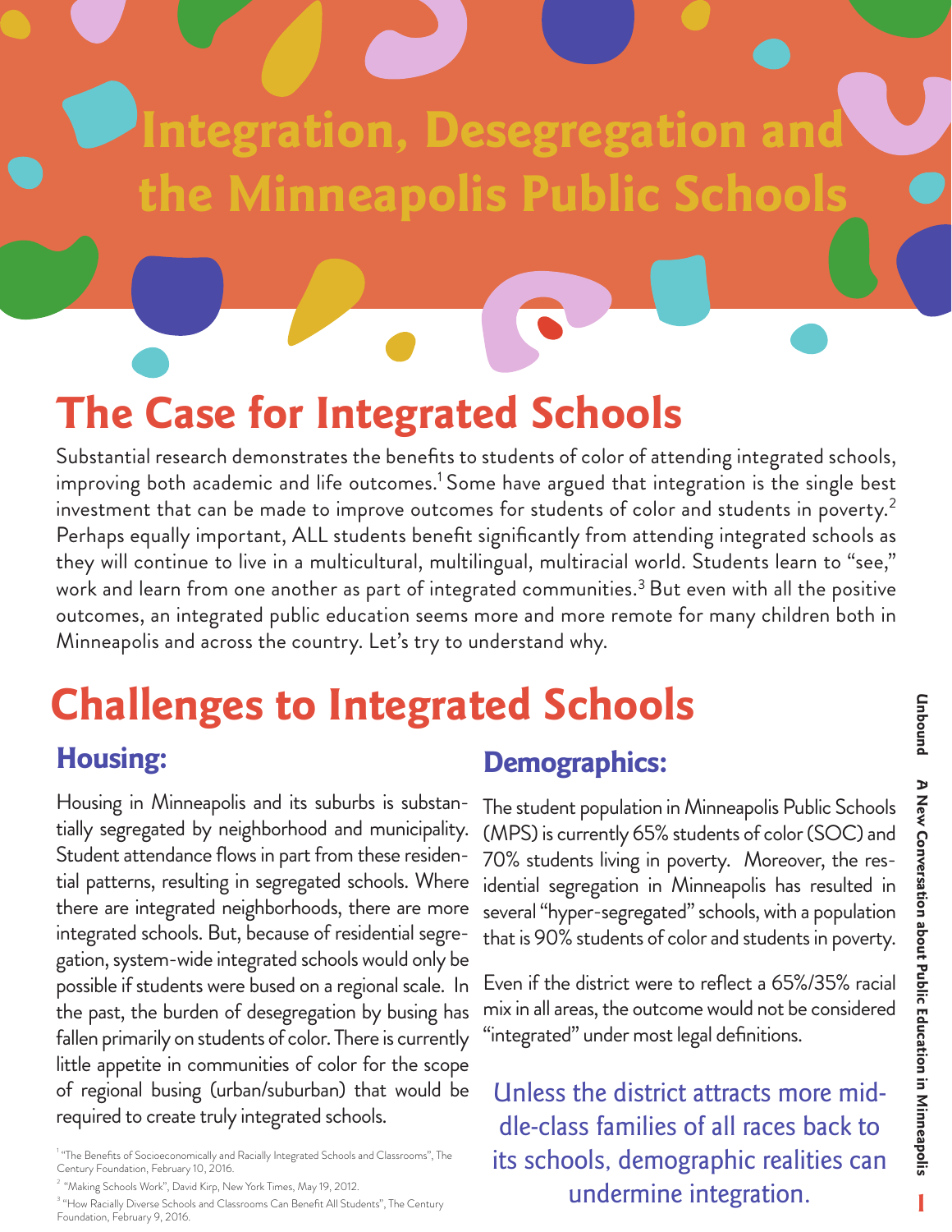# Integration, Desegregation and the Minneapolis Public Schools

## The Case for Integrated Schools

Substantial research demonstrates the benefits to students of color of attending integrated schools, improving both academic and life outcomes.[1] Some have argued that integration is the single best investment that can be made to improve outcomes for students of color and students in poverty.[2] Perhaps equally important, ALL students benefit significantly from attending integrated schools as they will continue to live in a multicultural, multilingual, multiracial world. Students learn to "see," work and learn from one another as part of integrated communities.[3] But even with all the positive outcomes, an integrated public education seems more and more remote for many children both in Minneapolis and across the country. Let's try to understand why.

## Challenges to Integrated Schools

### Housing:

Housing in Minneapolis and its suburbs is substantially segregated by neighborhood and municipality. Student attendance flows in part from these residential patterns, resulting in segregated schools. Where there are integrated neighborhoods, there are more integrated schools. But, because of residential segregation, system-wide integrated schools would only be possible if students were bused on a regional scale. In the past, the burden of desegregation by busing has fallen primarily on students of color. There is currently little appetite in communities of color for the scope of regional busing (urban/suburban) that would be required to create truly integrated schools.

### Demographics:

The student population in Minneapolis Public Schools (MPS) is currently 65% students of color (SOC) and 70% students living in poverty. Moreover, the residential segregation in Minneapolis has resulted in several "hyper-segregated" schools, with a population that is 90% students of color and students in poverty.

Even if the district were to reflect a 65%/35% racial mix in all areas, the outcome would not be considered "integrated" under most legal definitions.

Unless the district attracts more middle-class families of all races back to its schools, demographic realities can undermine integration.

[1] "The Benefits of Socioeconomically and Racially Integrated Schools and Classrooms", The Century Foundation, February 10, 2016.

[2] "Making Schools Work", David Kirp, New York Times, May 19, 2012.

[3] "How Racially Diverse Schools and Classrooms Can Benefit All Students", The Century Foundation, February 9, 2016.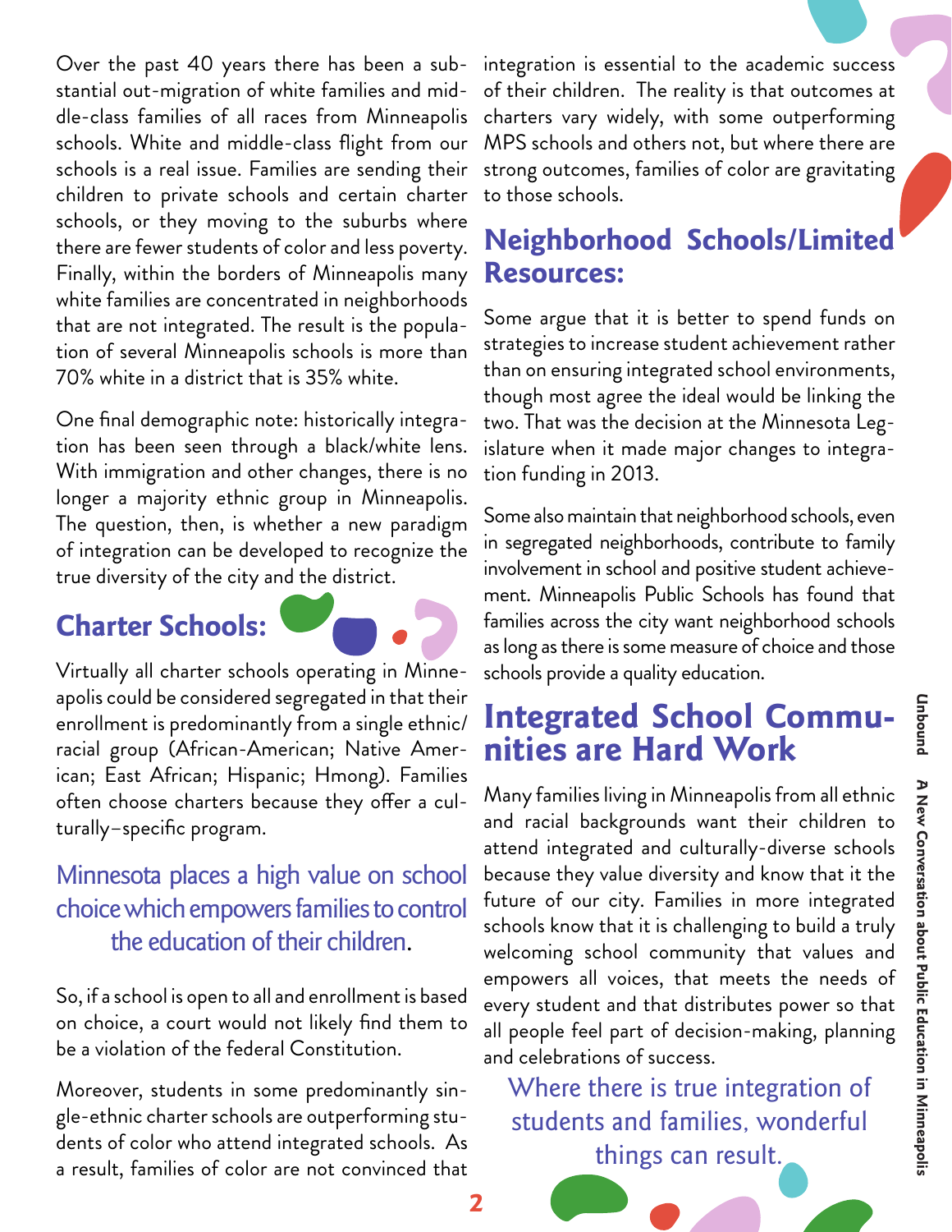Over the past 40 years there has been a substantial out-migration of white families and middle-class families of all races from Minneapolis schools. White and middle-class flight from our schools is a real issue. Families are sending their children to private schools and certain charter schools, or they moving to the suburbs where there are fewer students of color and less poverty. Finally, within the borders of Minneapolis many white families are concentrated in neighborhoods that are not integrated. The result is the population of several Minneapolis schools is more than 70% white in a district that is 35% white.

One final demographic note: historically integration has been seen through a black/white lens. With immigration and other changes, there is no longer a majority ethnic group in Minneapolis. The question, then, is whether a new paradigm of integration can be developed to recognize the true diversity of the city and the district.

## Charter Schools:

Virtually all charter schools operating in Minneapolis could be considered segregated in that their enrollment is predominantly from a single ethnic/racial group (African-American; Native American; East African; Hispanic; Hmong). Families often choose charters because they offer a culturally–specific program.

> Minnesota places a high value on school choice which empowers families to control the education of their children.

So, if a school is open to all and enrollment is based on choice, a court would not likely find them to be a violation of the federal Constitution.

Moreover, students in some predominantly single-ethnic charter schools are outperforming students of color who attend integrated schools. As a result, families of color are not convinced that integration is essential to the academic success of their children. The reality is that outcomes at charters vary widely, with some outperforming MPS schools and others not, but where there are strong outcomes, families of color are gravitating to those schools.

## Neighborhood Schools/Limited Resources:

Some argue that it is better to spend funds on strategies to increase student achievement rather than on ensuring integrated school environments, though most agree the ideal would be linking the two. That was the decision at the Minnesota Legislature when it made major changes to integration funding in 2013.

Some also maintain that neighborhood schools, even in segregated neighborhoods, contribute to family involvement in school and positive student achievement. Minneapolis Public Schools has found that families across the city want neighborhood schools as long as there is some measure of choice and those schools provide a quality education.

## Integrated School Communities are Hard Work

Many families living in Minneapolis from all ethnic and racial backgrounds want their children to attend integrated and culturally-diverse schools because they value diversity and know that it the future of our city. Families in more integrated schools know that it is challenging to build a truly welcoming school community that values and empowers all voices, that meets the needs of every student and that distributes power so that all people feel part of decision-making, planning and celebrations of success.

> Where there is true integration of students and families, wonderful things can result.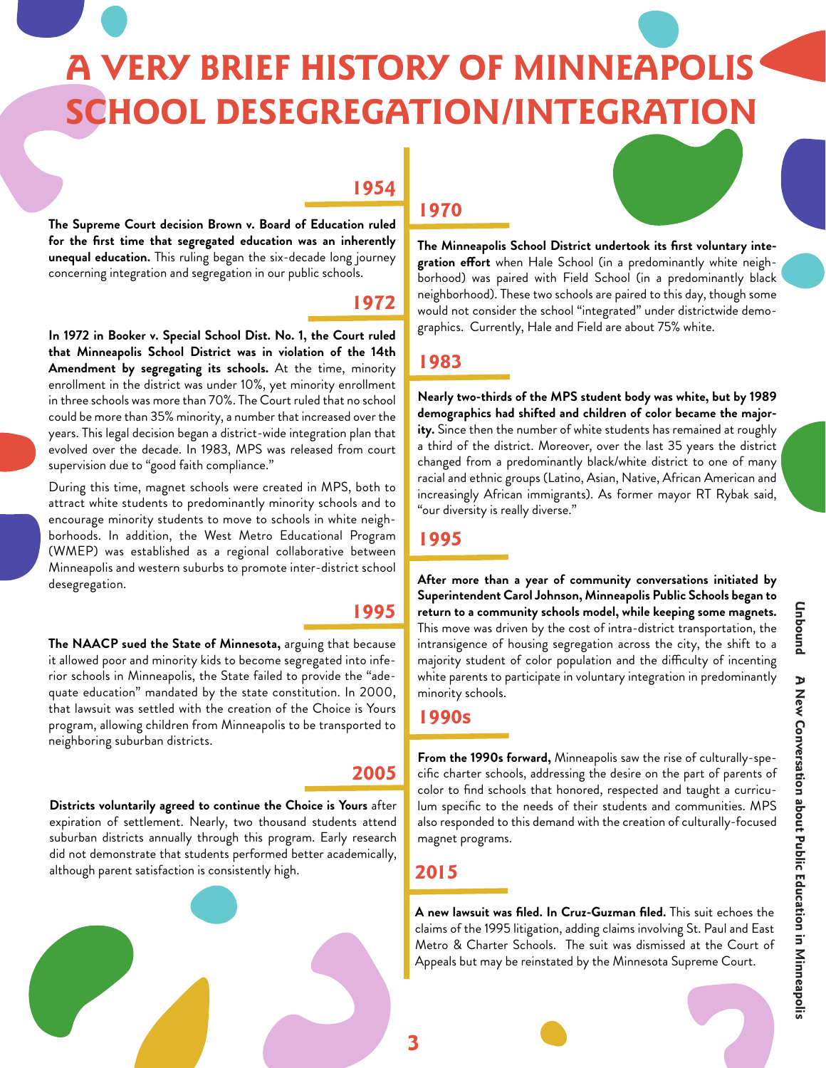# A VERY BRIEF HISTORY OF MINNEAPOLIS SCHOOL DESEGREGATION/INTEGRATION

## 1954

**The Supreme Court decision Brown v. Board of Education ruled for the first time that segregated education was an inherently unequal education.** This ruling began the six-decade long journey concerning integration and segregation in our public schools.

## 1972

**In 1972 in Booker v. Special School Dist. No. 1, the Court ruled that Minneapolis School District was in violation of the 14th Amendment by segregating its schools.** At the time, minority enrollment in the district was under 10%, yet minority enrollment in three schools was more than 70%. The Court ruled that no school could be more than 35% minority, a number that increased over the years. This legal decision began a district-wide integration plan that evolved over the decade. In 1983, MPS was released from court supervision due to "good faith compliance."

During this time, magnet schools were created in MPS, both to attract white students to predominantly minority schools and to encourage minority students to move to schools in white neighborhoods. In addition, the West Metro Educational Program (WMEP) was established as a regional collaborative between Minneapolis and western suburbs to promote inter-district school desegregation.

## 1995

**The NAACP sued the State of Minnesota,** arguing that because it allowed poor and minority kids to become segregated into inferior schools in Minneapolis, the State failed to provide the "adequate education" mandated by the state constitution. In 2000, that lawsuit was settled with the creation of the Choice is Yours program, allowing children from Minneapolis to be transported to neighboring suburban districts.

## 2005

**Districts voluntarily agreed to continue the Choice is Yours** after expiration of settlement. Nearly, two thousand students attend suburban districts annually through this program. Early research did not demonstrate that students performed better academically, although parent satisfaction is consistently high.

## 1970

**The Minneapolis School District undertook its first voluntary integration effort** when Hale School (in a predominantly white neighborhood) was paired with Field School (in a predominantly black neighborhood). These two schools are paired to this day, though some would not consider the school "integrated" under districtwide demographics. Currently, Hale and Field are about 75% white.

## 1983

**Nearly two-thirds of the MPS student body was white, but by 1989 demographics had shifted and children of color became the majority.** Since then the number of white students has remained at roughly a third of the district. Moreover, over the last 35 years the district changed from a predominantly black/white district to one of many racial and ethnic groups (Latino, Asian, Native, African American and increasingly African immigrants). As former mayor RT Rybak said, "our diversity is really diverse."

## 1995

**After more than a year of community conversations initiated by Superintendent Carol Johnson, Minneapolis Public Schools began to return to a community schools model, while keeping some magnets.** This move was driven by the cost of intra-district transportation, the intransigence of housing segregation across the city, the shift to a majority student of color population and the difficulty of incenting white parents to participate in voluntary integration in predominantly minority schools.

## 1990s

**From the 1990s forward,** Minneapolis saw the rise of culturally-specific charter schools, addressing the desire on the part of parents of color to find schools that honored, respected and taught a curriculum specific to the needs of their students and communities. MPS also responded to this demand with the creation of culturally-focused magnet programs.

## 2015

**A new lawsuit was filed. In Cruz-Guzman filed.** This suit echoes the claims of the 1995 litigation, adding claims involving St. Paul and East Metro & Charter Schools. The suit was dismissed at the Court of Appeals but may be reinstated by the Minnesota Supreme Court.